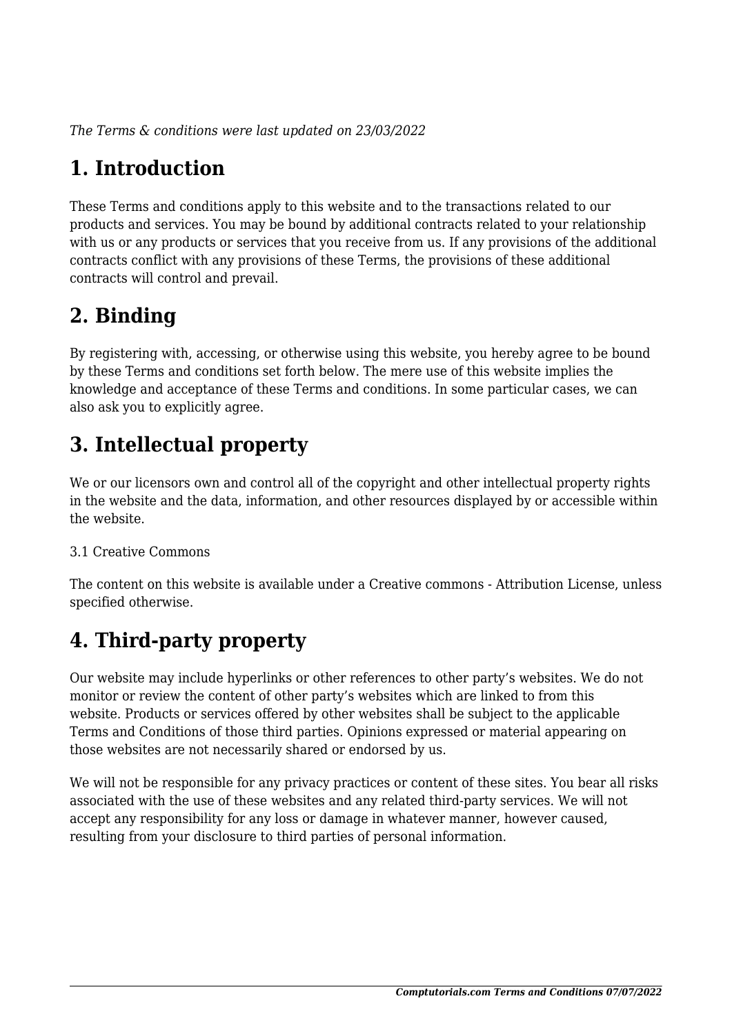*The Terms & conditions were last updated on 23/03/2022*

# 1. Introduction

These Terms and conditions apply to this website and to the transactions related to our products and services. You may be bound by additional contracts related to your relationship with us or any products or services that you receive from us. If any provisions of the additional contracts conflict with any provisions of these Terms, the provisions of these additional contracts will control and prevail.

# 2. Binding

By registering with, accessing, or otherwise using this website, you hereby agree to be bound by these Terms and conditions set forth below. The mere use of this website implies the knowledge and acceptance of these Terms and conditions. In some particular cases, we can also ask you to explicitly agree.

# 3. Intellectual property

We or our licensors own and control all of the copyright and other intellectual property rights in the website and the data, information, and other resources displayed by or accessible within the website.

3.1 Creative Commons

The content on this website is available under a Creative commons - Attribution License, unless specified otherwise.

# 4. Third-party property

Our website may include hyperlinks or other references to other party's websites. We do not monitor or review the content of other party's websites which are linked to from this website. Products or services offered by other websites shall be subject to the applicable Terms and Conditions of those third parties. Opinions expressed or material appearing on those websites are not necessarily shared or endorsed by us.

We will not be responsible for any privacy practices or content of these sites. You bear all risks associated with the use of these websites and any related third-party services. We will not accept any responsibility for any loss or damage in whatever manner, however caused, resulting from your disclosure to third parties of personal information.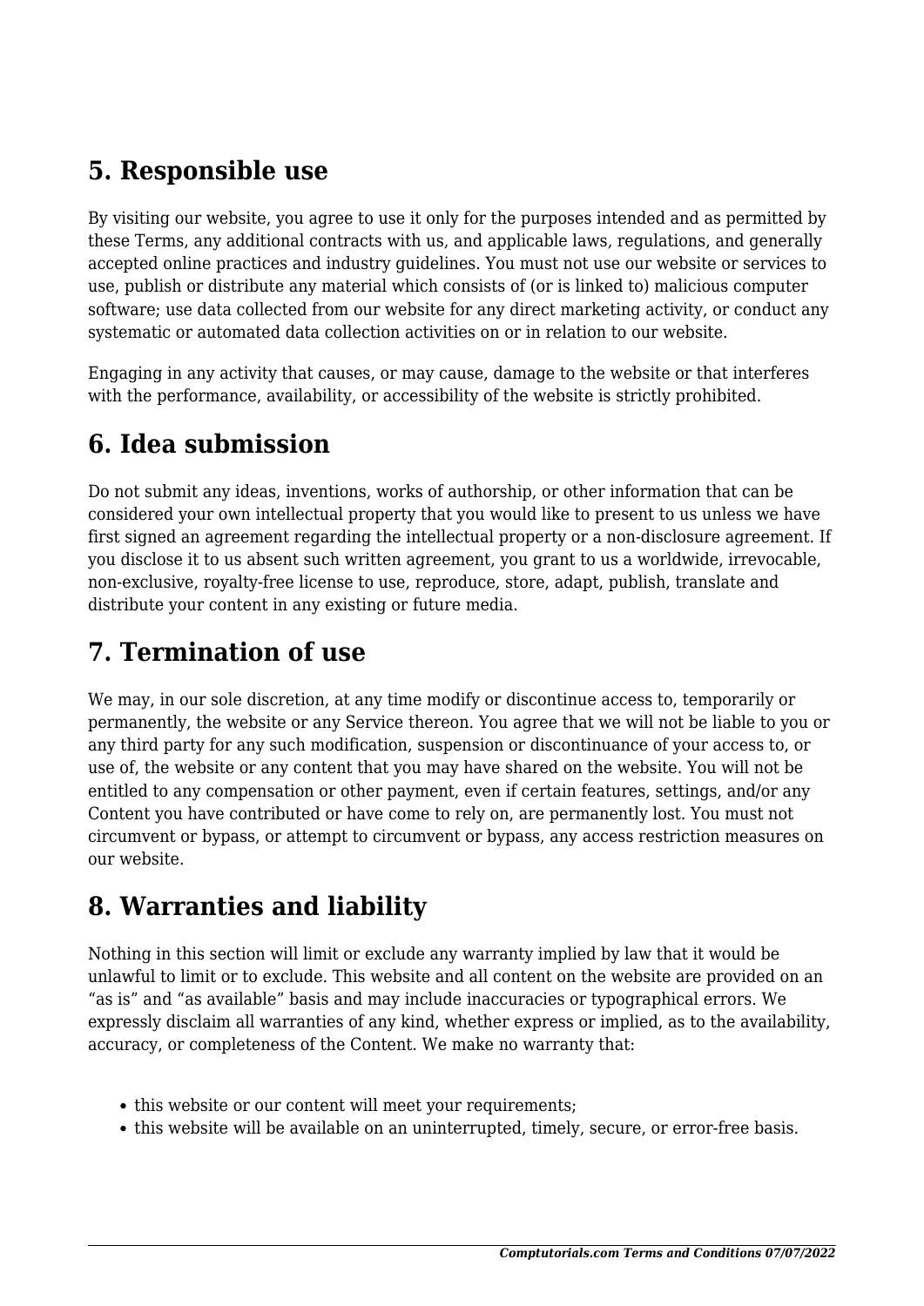## 5. Responsible use

By visiting our website, you agree to use it only for the purposes intended and as permitted by these Terms, any additional contracts with us, and applicable laws, regulations, and generally accepted online practices and industry guidelines. You must not use our website or services to use, publish or distribute any material which consists of (or is linked to) malicious computer software; use data collected from our website for any direct marketing activity, or conduct any systematic or automated data collection activities on or in relation to our website.

Engaging in any activity that causes, or may cause, damage to the website or that interferes with the performance, availability, or accessibility of the website is strictly prohibited.

## 6. Idea submission

Do not submit any ideas, inventions, works of authorship, or other information that can be considered your own intellectual property that you would like to present to us unless we have first signed an agreement regarding the intellectual property or a non-disclosure agreement. If you disclose it to us absent such written agreement, you grant to us a worldwide, irrevocable, non-exclusive, royalty-free license to use, reproduce, store, adapt, publish, translate and distribute your content in any existing or future media.

## 7. Termination of use

We may, in our sole discretion, at any time modify or discontinue access to, temporarily or permanently, the website or any Service thereon. You agree that we will not be liable to you or any third party for any such modification, suspension or discontinuance of your access to, or use of, the website or any content that you may have shared on the website. You will not be entitled to any compensation or other payment, even if certain features, settings, and/or any Content you have contributed or have come to rely on, are permanently lost. You must not circumvent or bypass, or attempt to circumvent or bypass, any access restriction measures on our website.

## 8. Warranties and liability

Nothing in this section will limit or exclude any warranty implied by law that it would be unlawful to limit or to exclude. This website and all content on the website are provided on an "as is" and "as available" basis and may include inaccuracies or typographical errors. We expressly disclaim all warranties of any kind, whether express or implied, as to the availability, accuracy, or completeness of the Content. We make no warranty that:

- this website or our content will meet your requirements;
- this website will be available on an uninterrupted, timely, secure, or error-free basis.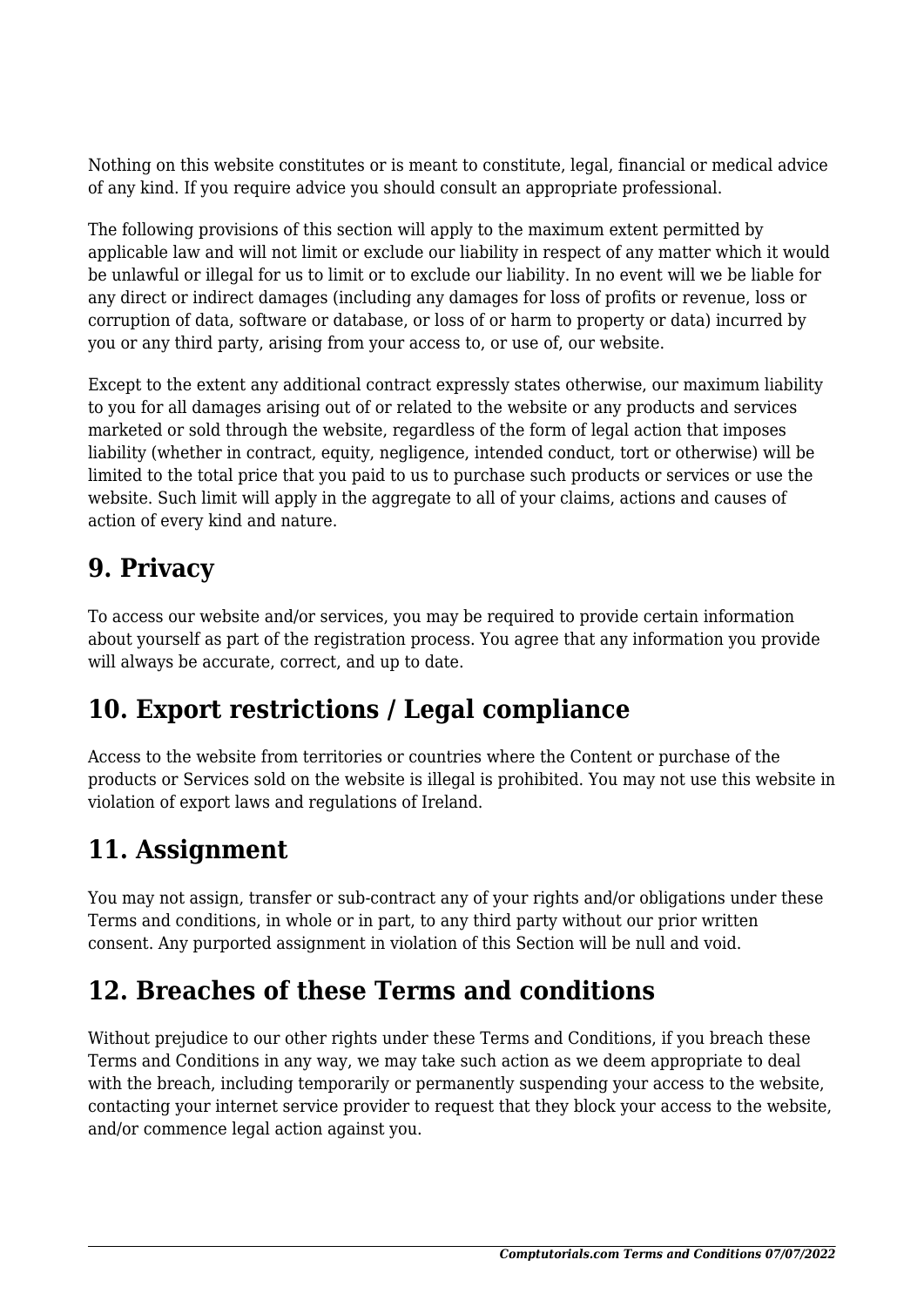Nothing on this website constitutes or is meant to constitute, legal, financial or medical advice of any kind. If you require advice you should consult an appropriate professional.

The following provisions of this section will apply to the maximum extent permitted by applicable law and will not limit or exclude our liability in respect of any matter which it would be unlawful or illegal for us to limit or to exclude our liability. In no event will we be liable for any direct or indirect damages (including any damages for loss of profits or revenue, loss or corruption of data, software or database, or loss of or harm to property or data) incurred by you or any third party, arising from your access to, or use of, our website.

Except to the extent any additional contract expressly states otherwise, our maximum liability to you for all damages arising out of or related to the website or any products and services marketed or sold through the website, regardless of the form of legal action that imposes liability (whether in contract, equity, negligence, intended conduct, tort or otherwise) will be limited to the total price that you paid to us to purchase such products or services or use the website. Such limit will apply in the aggregate to all of your claims, actions and causes of action of every kind and nature.

## 9. Privacy

To access our website and/or services, you may be required to provide certain information about yourself as part of the registration process. You agree that any information you provide will always be accurate, correct, and up to date.

## 10. Export restrictions / Legal compliance

Access to the website from territories or countries where the Content or purchase of the products or Services sold on the website is illegal is prohibited. You may not use this website in violation of export laws and regulations of Ireland.

## 11. Assignment

You may not assign, transfer or sub-contract any of your rights and/or obligations under these Terms and conditions, in whole or in part, to any third party without our prior written consent. Any purported assignment in violation of this Section will be null and void.

## 12. Breaches of these Terms and conditions

Without prejudice to our other rights under these Terms and Conditions, if you breach these Terms and Conditions in any way, we may take such action as we deem appropriate to deal with the breach, including temporarily or permanently suspending your access to the website, contacting your internet service provider to request that they block your access to the website, and/or commence legal action against you.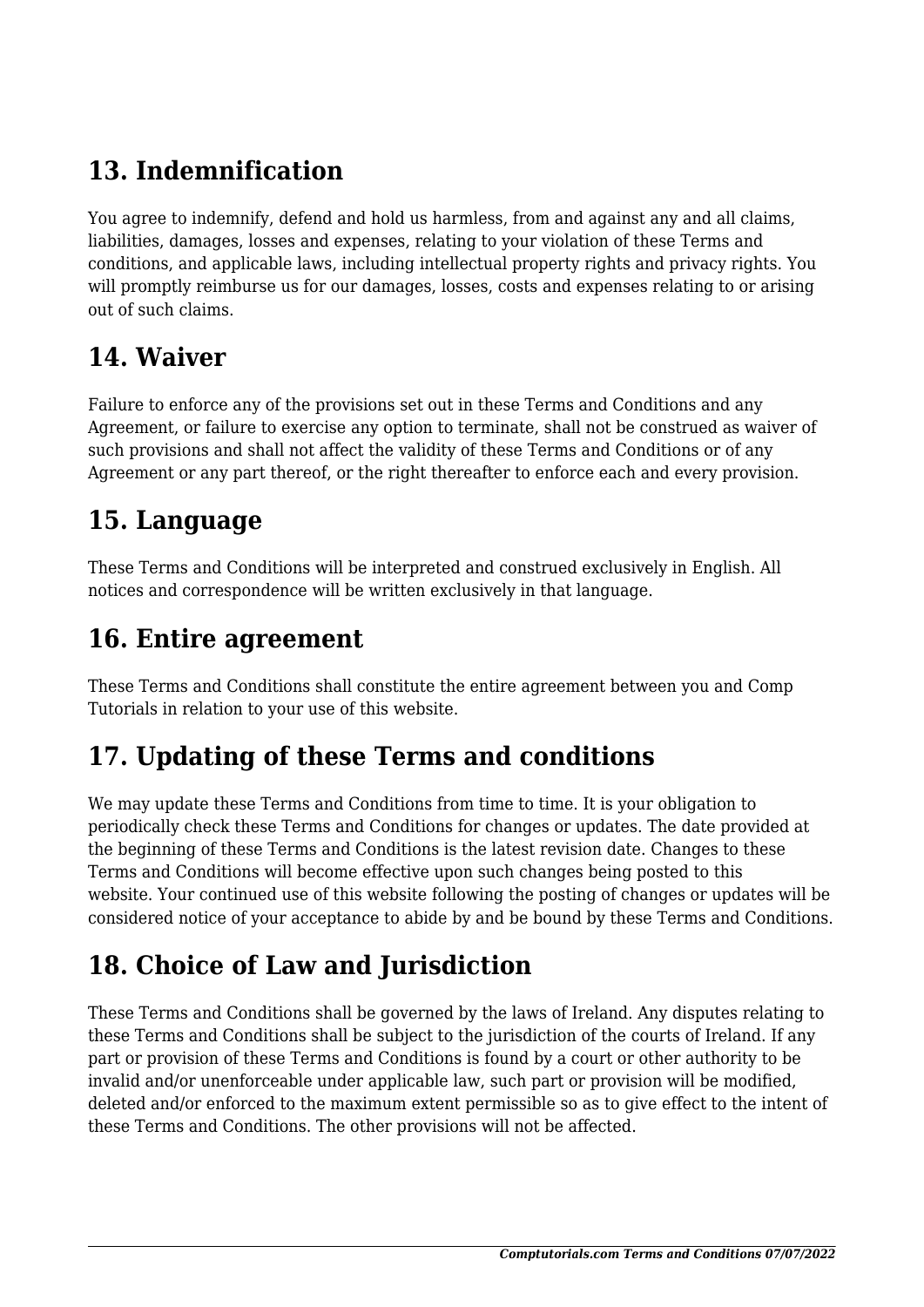## 13. Indemnification

You agree to indemnify, defend and hold us harmless, from and against any and all claims, liabilities, damages, losses and expenses, relating to your violation of these Terms and conditions, and applicable laws, including intellectual property rights and privacy rights. You will promptly reimburse us for our damages, losses, costs and expenses relating to or arising out of such claims.

## 14. Waiver

Failure to enforce any of the provisions set out in these Terms and Conditions and any Agreement, or failure to exercise any option to terminate, shall not be construed as waiver of such provisions and shall not affect the validity of these Terms and Conditions or of any Agreement or any part thereof, or the right thereafter to enforce each and every provision.

## 15. Language

These Terms and Conditions will be interpreted and construed exclusively in English. All notices and correspondence will be written exclusively in that language.

## 16. Entire agreement

These Terms and Conditions shall constitute the entire agreement between you and Comp Tutorials in relation to your use of this website.

## 17. Updating of these Terms and conditions

We may update these Terms and Conditions from time to time. It is your obligation to periodically check these Terms and Conditions for changes or updates. The date provided at the beginning of these Terms and Conditions is the latest revision date. Changes to these Terms and Conditions will become effective upon such changes being posted to this website. Your continued use of this website following the posting of changes or updates will be considered notice of your acceptance to abide by and be bound by these Terms and Conditions.

## 18. Choice of Law and Jurisdiction

These Terms and Conditions shall be governed by the laws of Ireland. Any disputes relating to these Terms and Conditions shall be subject to the jurisdiction of the courts of Ireland. If any part or provision of these Terms and Conditions is found by a court or other authority to be invalid and/or unenforceable under applicable law, such part or provision will be modified, deleted and/or enforced to the maximum extent permissible so as to give effect to the intent of these Terms and Conditions. The other provisions will not be affected.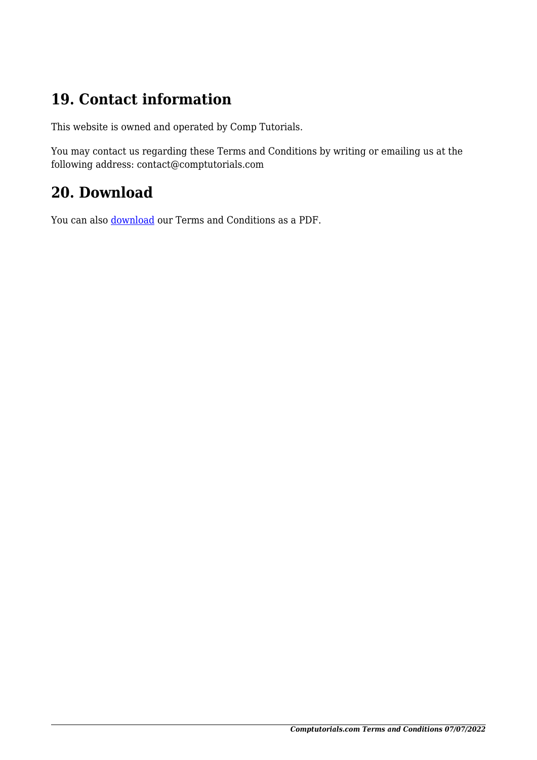## 19. Contact information

This website is owned and operated by Comp Tutorials.

You may contact us regarding these Terms and Conditions by writing or emailing us at the following address: contact@comptutorials.com

## 20. Download

You can also download our Terms and Conditions as a PDF.